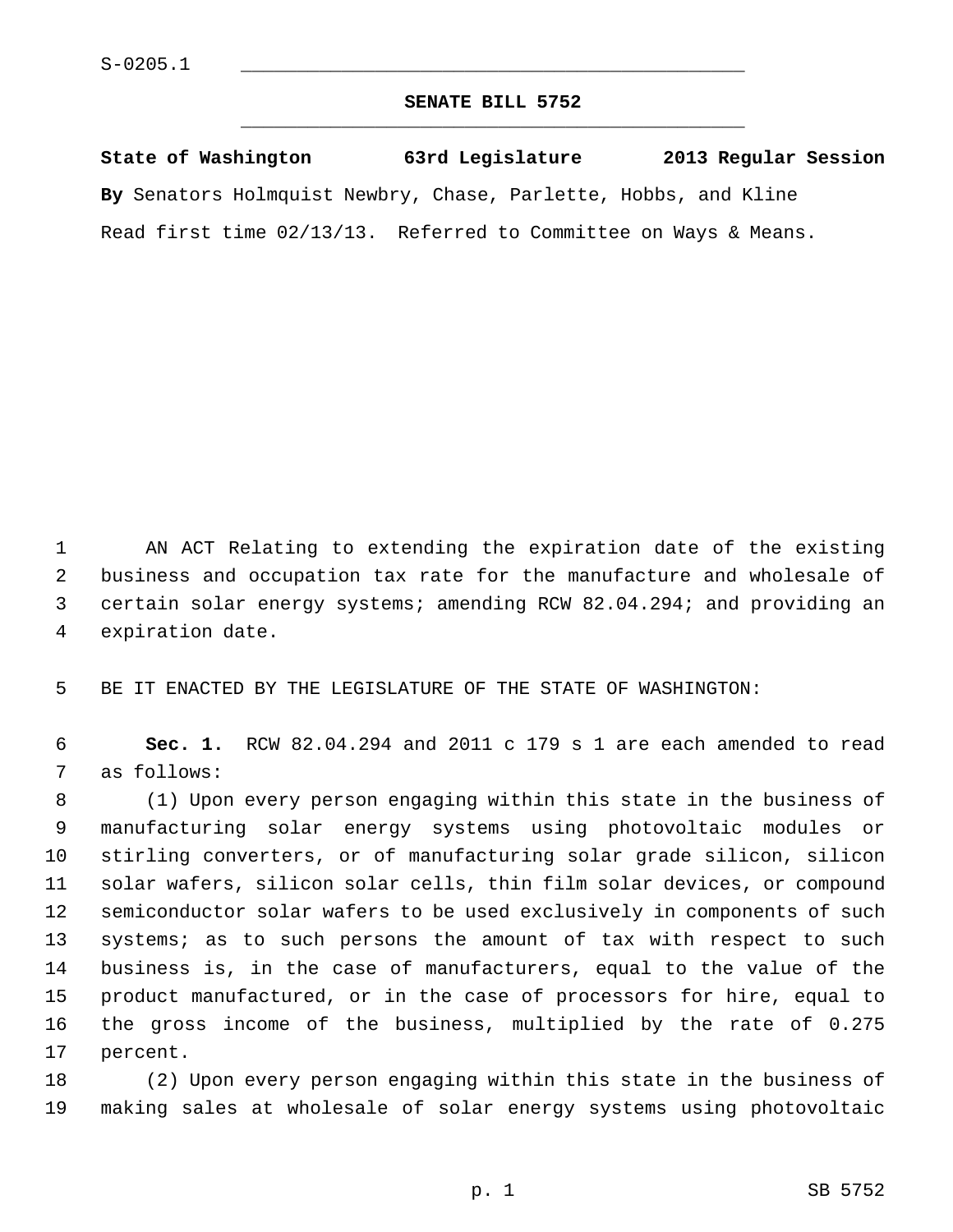S-0205.1

# SENATE BILL 5752

**State of Washington 63rd Legislature 2013 Regular Session**

**By** Senators Holmquist Newbry, Chase, Parlette, Hobbs, and Kline

Read first time 02/13/13. Referred to Committee on Ways & Means.

AN ACT Relating to extending the expiration date of the existing business and occupation tax rate for the manufacture and wholesale of certain solar energy systems; amending RCW 82.04.294; and providing an expiration date.

BE IT ENACTED BY THE LEGISLATURE OF THE STATE OF WASHINGTON:

**Sec. 1.** RCW 82.04.294 and 2011 c 179 s 1 are each amended to read as follows:

(1) Upon every person engaging within this state in the business of manufacturing solar energy systems using photovoltaic modules or stirling converters, or of manufacturing solar grade silicon, silicon solar wafers, silicon solar cells, thin film solar devices, or compound semiconductor solar wafers to be used exclusively in components of such systems; as to such persons the amount of tax with respect to such business is, in the case of manufacturers, equal to the value of the product manufactured, or in the case of processors for hire, equal to the gross income of the business, multiplied by the rate of 0.275 percent.

(2) Upon every person engaging within this state in the business of making sales at wholesale of solar energy systems using photovoltaic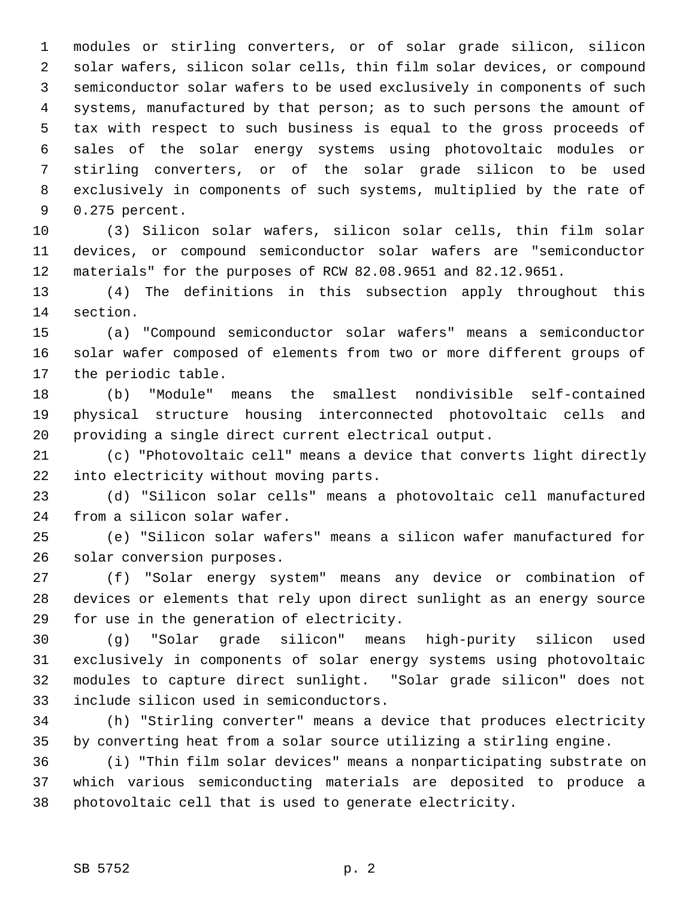modules or stirling converters, or of solar grade silicon, silicon solar wafers, silicon solar cells, thin film solar devices, or compound semiconductor solar wafers to be used exclusively in components of such systems, manufactured by that person; as to such persons the amount of tax with respect to such business is equal to the gross proceeds of sales of the solar energy systems using photovoltaic modules or stirling converters, or of the solar grade silicon to be used exclusively in components of such systems, multiplied by the rate of 0.275 percent.

(3) Silicon solar wafers, silicon solar cells, thin film solar devices, or compound semiconductor solar wafers are "semiconductor materials" for the purposes of RCW 82.08.9651 and 82.12.9651.

(4) The definitions in this subsection apply throughout this section.

(a) "Compound semiconductor solar wafers" means a semiconductor solar wafer composed of elements from two or more different groups of the periodic table.

(b) "Module" means the smallest nondivisible self-contained physical structure housing interconnected photovoltaic cells and providing a single direct current electrical output.

(c) "Photovoltaic cell" means a device that converts light directly into electricity without moving parts.

(d) "Silicon solar cells" means a photovoltaic cell manufactured from a silicon solar wafer.

(e) "Silicon solar wafers" means a silicon wafer manufactured for solar conversion purposes.

(f) "Solar energy system" means any device or combination of devices or elements that rely upon direct sunlight as an energy source for use in the generation of electricity.

(g) "Solar grade silicon" means high-purity silicon used exclusively in components of solar energy systems using photovoltaic modules to capture direct sunlight. "Solar grade silicon" does not include silicon used in semiconductors.

(h) "Stirling converter" means a device that produces electricity by converting heat from a solar source utilizing a stirling engine.

(i) "Thin film solar devices" means a nonparticipating substrate on which various semiconducting materials are deposited to produce a photovoltaic cell that is used to generate electricity.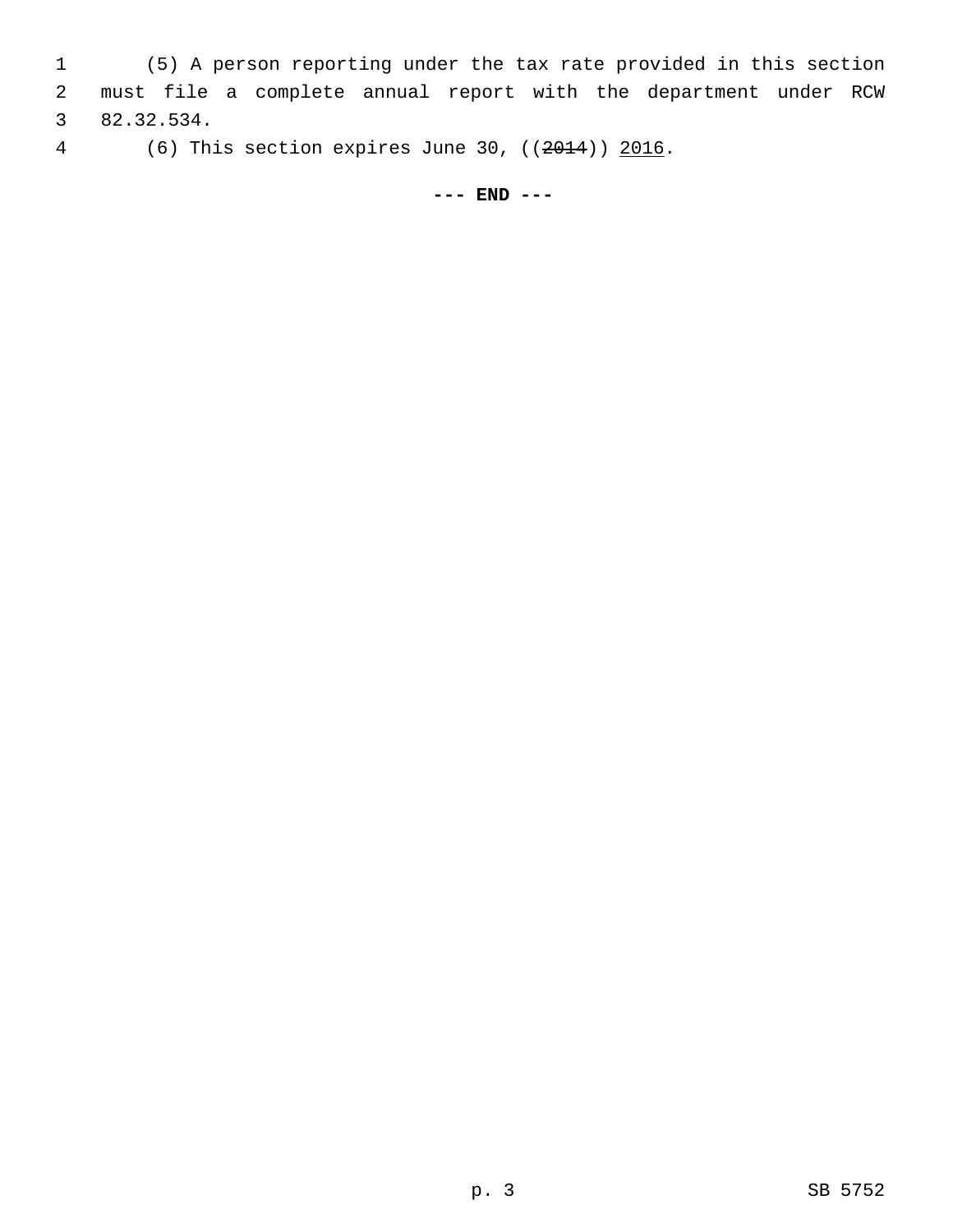(5) A person reporting under the tax rate provided in this section must file a complete annual report with the department under RCW 82.32.534.

(6) This section expires June 30, ((~~2014~~)) <u>2016</u>.

**--- END ---**